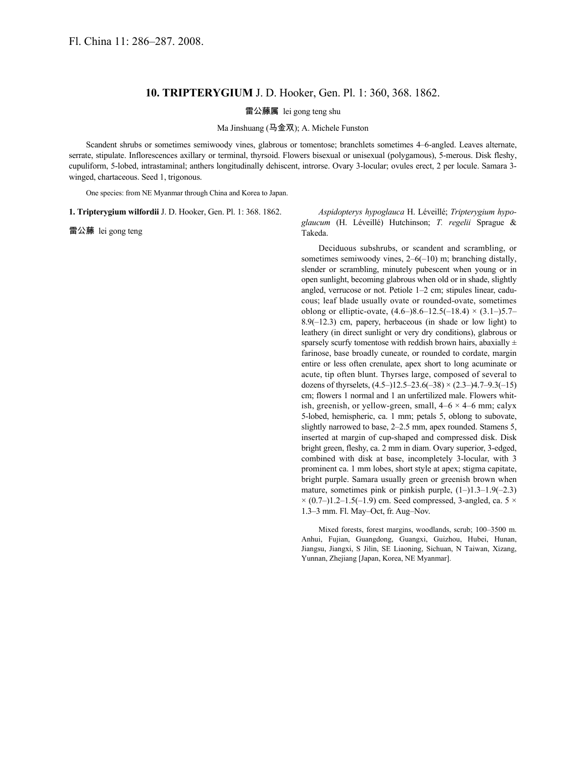Fl. China 11: 286–287. 2008.

## 10. TRIPTERYGIUM J. D. Hooker, Gen. Pl. 1: 360, 368. 1862.

雷公藤属 lei gong teng shu

Ma Jinshuang (马金双); A. Michele Funston

Scandent shrubs or sometimes semiwoody vines, glabrous or tomentose; branchlets sometimes 4–6-angled. Leaves alternate, serrate, stipulate. Inflorescences axillary or terminal, thyrsoid. Flowers bisexual or unisexual (polygamous), 5-merous. Disk fleshy, cupuliform, 5-lobed, intrastaminal; anthers longitudinally dehiscent, introrse. Ovary 3-locular; ovules erect, 2 per locule. Samara 3-winged, chartaceous. Seed 1, trigonous.

One species: from NE Myanmar through China and Korea to Japan.

**1. Tripterygium wilfordii** J. D. Hooker, Gen. Pl. 1: 368. 1862.

雷公藤 lei gong teng

*Aspidopterys hypoglauca* H. Léveillé; *Tripterygium hypoglaucum* (H. Léveillé) Hutchinson; *T. regelii* Sprague & Takeda.

Deciduous subshrubs, or scandent and scrambling, or sometimes semiwoody vines, 2–6(–10) m; branching distally, slender or scrambling, minutely pubescent when young or in open sunlight, becoming glabrous when old or in shade, slightly angled, verrucose or not. Petiole 1–2 cm; stipules linear, caducous; leaf blade usually ovate or rounded-ovate, sometimes oblong or elliptic-ovate, (4.6–)8.6–12.5(–18.4) × (3.1–)5.7–8.9(–12.3) cm, papery, herbaceous (in shade or low light) to leathery (in direct sunlight or very dry conditions), glabrous or sparsely scurfy tomentose with reddish brown hairs, abaxially ± farinose, base broadly cuneate, or rounded to cordate, margin entire or less often crenulate, apex short to long acuminate or acute, tip often blunt. Thyrses large, composed of several to dozens of thyrselets, (4.5–)12.5–23.6(–38) × (2.3–)4.7–9.3(–15) cm; flowers 1 normal and 1 an unfertilized male. Flowers whitish, greenish, or yellow-green, small, 4–6 × 4–6 mm; calyx 5-lobed, hemispheric, ca. 1 mm; petals 5, oblong to subovate, slightly narrowed to base, 2–2.5 mm, apex rounded. Stamens 5, inserted at margin of cup-shaped and compressed disk. Disk bright green, fleshy, ca. 2 mm in diam. Ovary superior, 3-edged, combined with disk at base, incompletely 3-locular, with 3 prominent ca. 1 mm lobes, short style at apex; stigma capitate, bright purple. Samara usually green or greenish brown when mature, sometimes pink or pinkish purple, (1–)1.3–1.9(–2.3) × (0.7–)1.2–1.5(–1.9) cm. Seed compressed, 3-angled, ca. 5 × 1.3–3 mm. Fl. May–Oct, fr. Aug–Nov.

Mixed forests, forest margins, woodlands, scrub; 100–3500 m. Anhui, Fujian, Guangdong, Guangxi, Guizhou, Hubei, Hunan, Jiangsu, Jiangxi, S Jilin, SE Liaoning, Sichuan, N Taiwan, Xizang, Yunnan, Zhejiang [Japan, Korea, NE Myanmar].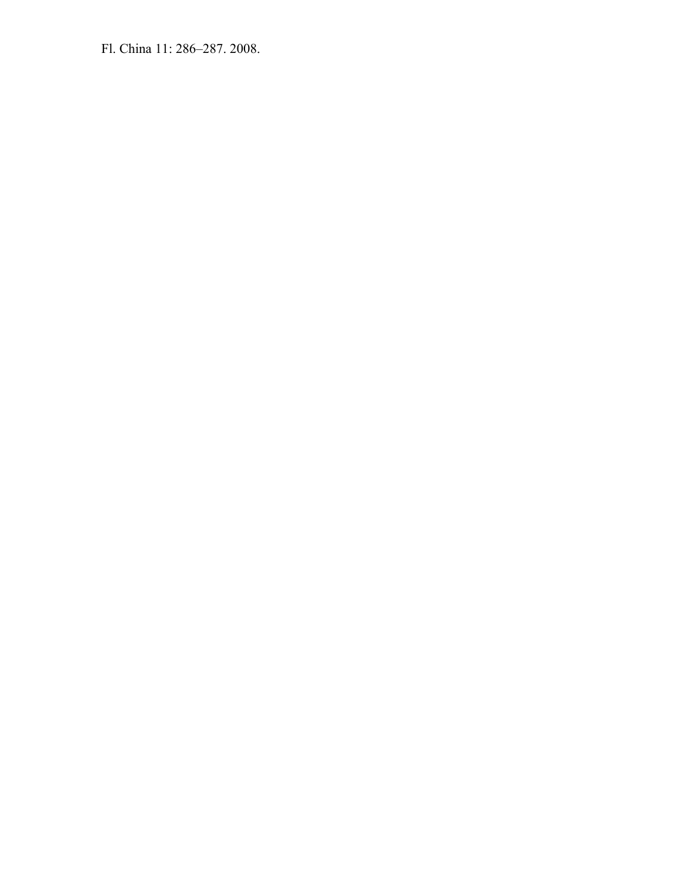Fl. China 11: 286–287. 2008.